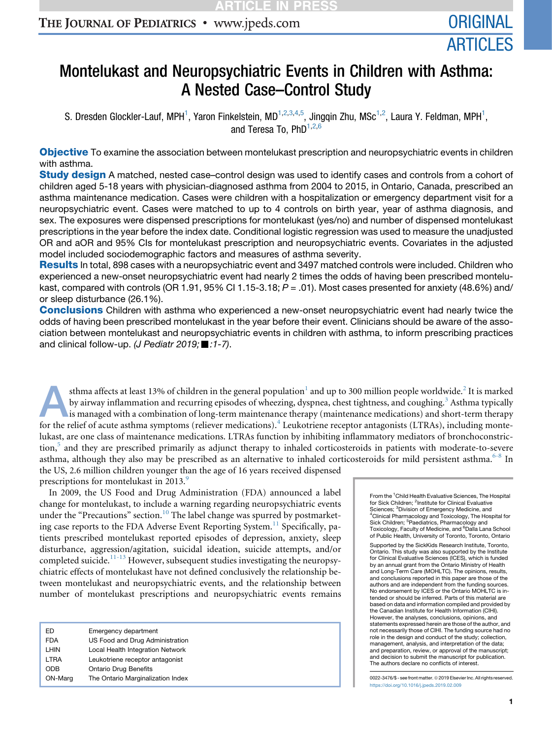# Montelukast and Neuropsychiatric Events in Children with Asthma: A Nested Case–Control Study

S. Dresden Glockler-Lauf, MPH[1], Yaron Finkelstein, MD[1,2,3,4,5], Jingqin Zhu, MSc[1,2], Laura Y. Feldman, MPH[1], and Teresa To, PhD[1,2,6]

**Objective** To examine the association between montelukast prescription and neuropsychiatric events in children with asthma.

**Study design** A matched, nested case–control design was used to identify cases and controls from a cohort of children aged 5-18 years with physician-diagnosed asthma from 2004 to 2015, in Ontario, Canada, prescribed an asthma maintenance medication. Cases were children with a hospitalization or emergency department visit for a neuropsychiatric event. Cases were matched to up to 4 controls on birth year, year of asthma diagnosis, and sex. The exposures were dispensed prescriptions for montelukast (yes/no) and number of dispensed montelukast prescriptions in the year before the index date. Conditional logistic regression was used to measure the unadjusted OR and aOR and 95% CIs for montelukast prescription and neuropsychiatric events. Covariates in the adjusted model included sociodemographic factors and measures of asthma severity.

**Results** In total, 898 cases with a neuropsychiatric event and 3497 matched controls were included. Children who experienced a new-onset neuropsychiatric event had nearly 2 times the odds of having been prescribed montelukast, compared with controls (OR 1.91, 95% CI 1.15-3.18; $P = .01$). Most cases presented for anxiety (48.6%) and/or sleep disturbance (26.1%).

**Conclusions** Children with asthma who experienced a new-onset neuropsychiatric event had nearly twice the odds of having been prescribed montelukast in the year before their event. Clinicians should be aware of the association between montelukast and neuropsychiatric events in children with asthma, to inform prescribing practices and clinical follow-up. *(J Pediatr 2019;■:1-7)*.

Asthma affects at least 13% of children in the general population[1] and up to 300 million people worldwide.[2] It is marked by airway inflammation and recurring episodes of wheezing, dyspnea, chest tightness, and coughing.[3] Asthma typically is managed with a combination of long-term maintenance therapy (maintenance medications) and short-term therapy for the relief of acute asthma symptoms (reliever medications).[4] Leukotriene receptor antagonists (LTRAs), including montelukast, are one class of maintenance medications. LTRAs function by inhibiting inflammatory mediators of bronchoconstriction,[5] and they are prescribed primarily as adjunct therapy to inhaled corticosteroids in patients with moderate-to-severe asthma, although they also may be prescribed as an alternative to inhaled corticosteroids for mild persistent asthma.[6-8] In the US, 2.6 million children younger than the age of 16 years received dispensed prescriptions for montelukast in 2013.[9]

In 2009, the US Food and Drug Administration (FDA) announced a label change for montelukast, to include a warning regarding neuropsychiatric events under the "Precautions" section.[10] The label change was spurred by postmarketing case reports to the FDA Adverse Event Reporting System.[11] Specifically, patients prescribed montelukast reported episodes of depression, anxiety, sleep disturbance, aggression/agitation, suicidal ideation, suicide attempts, and/or completed suicide.[11-13] However, subsequent studies investigating the neuropsychiatric effects of montelukast have not defined conclusively the relationship between montelukast and neuropsychiatric events, and the relationship between number of montelukast prescriptions and neuropsychiatric events remains

| | |
|---|---|
| ED | Emergency department |
| FDA | US Food and Drug Administration |
| LHIN | Local Health Integration Network |
| LTRA | Leukotriene receptor antagonist |
| ODB | Ontario Drug Benefits |
| ON-Marg | The Ontario Marginalization Index |

From the [1]Child Health Evaluative Sciences, The Hospital for Sick Children; [2]Institute for Clinical Evaluative Sciences; [3]Division of Emergency Medicine, and [4]Clinical Pharmacology and Toxicology, The Hospital for Sick Children; [5]Paediatrics, Pharmacology and Toxicology, Faculty of Medicine, and [6]Dalla Lana School of Public Health, University of Toronto, Toronto, Ontario

Supported by the SickKids Research Institute, Toronto, Ontario. This study was also supported by the Institute for Clinical Evaluative Sciences (ICES), which is funded by an annual grant from the Ontario Ministry of Health and Long-Term Care (MOHLTC). The opinions, results, and conclusions reported in this paper are those of the authors and are independent from the funding sources. No endorsement by ICES or the Ontario MOHLTC is intended or should be inferred. Parts of this material are based on data and information compiled and provided by the Canadian Institute for Health Information (CIHI). However, the analyses, conclusions, opinions, and statements expressed herein are those of the author, and not necessarily those of CIHI. The funding source had no role in the design and conduct of the study; collection, management, analysis, and interpretation of the data; and preparation, review, or approval of the manuscript; and decision to submit the manuscript for publication. The authors declare no conflicts of interest.

0022-3476/$ - see front matter. © 2019 Elsevier Inc. All rights reserved.
https://doi.org/10.1016/j.jpeds.2019.02.009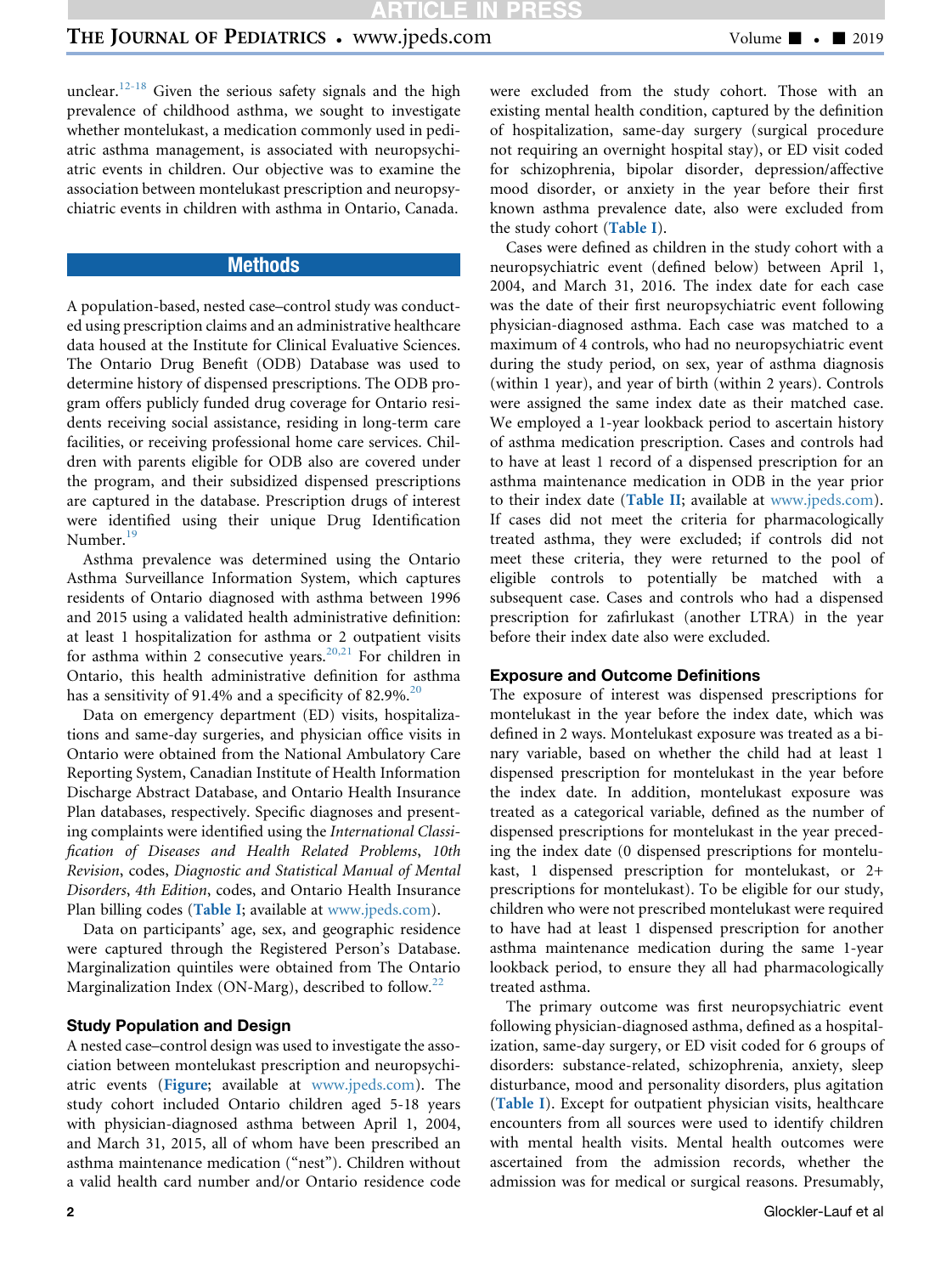unclear.[12-18] Given the serious safety signals and the high prevalence of childhood asthma, we sought to investigate whether montelukast, a medication commonly used in pediatric asthma management, is associated with neuropsychiatric events in children. Our objective was to examine the association between montelukast prescription and neuropsychiatric events in children with asthma in Ontario, Canada.

## Methods

A population-based, nested case–control study was conducted using prescription claims and an administrative healthcare data housed at the Institute for Clinical Evaluative Sciences. The Ontario Drug Benefit (ODB) Database was used to determine history of dispensed prescriptions. The ODB program offers publicly funded drug coverage for Ontario residents receiving social assistance, residing in long-term care facilities, or receiving professional home care services. Children with parents eligible for ODB also are covered under the program, and their subsidized dispensed prescriptions are captured in the database. Prescription drugs of interest were identified using their unique Drug Identification Number.[19]

Asthma prevalence was determined using the Ontario Asthma Surveillance Information System, which captures residents of Ontario diagnosed with asthma between 1996 and 2015 using a validated health administrative definition: at least 1 hospitalization for asthma or 2 outpatient visits for asthma within 2 consecutive years.[20,21] For children in Ontario, this health administrative definition for asthma has a sensitivity of 91.4% and a specificity of 82.9%.[20]

Data on emergency department (ED) visits, hospitalizations and same-day surgeries, and physician office visits in Ontario were obtained from the National Ambulatory Care Reporting System, Canadian Institute of Health Information Discharge Abstract Database, and Ontario Health Insurance Plan databases, respectively. Specific diagnoses and presenting complaints were identified using the *International Classification of Diseases and Health Related Problems, 10th Revision*, codes, *Diagnostic and Statistical Manual of Mental Disorders, 4th Edition*, codes, and Ontario Health Insurance Plan billing codes (**Table I**; available at www.jpeds.com).

Data on participants' age, sex, and geographic residence were captured through the Registered Person's Database. Marginalization quintiles were obtained from The Ontario Marginalization Index (ON-Marg), described to follow.[22]

### Study Population and Design

A nested case–control design was used to investigate the association between montelukast prescription and neuropsychiatric events (**Figure**; available at www.jpeds.com). The study cohort included Ontario children aged 5-18 years with physician-diagnosed asthma between April 1, 2004, and March 31, 2015, all of whom have been prescribed an asthma maintenance medication ("nest"). Children without a valid health card number and/or Ontario residence code were excluded from the study cohort. Those with an existing mental health condition, captured by the definition of hospitalization, same-day surgery (surgical procedure not requiring an overnight hospital stay), or ED visit coded for schizophrenia, bipolar disorder, depression/affective mood disorder, or anxiety in the year before their first known asthma prevalence date, also were excluded from the study cohort (**Table I**).

Cases were defined as children in the study cohort with a neuropsychiatric event (defined below) between April 1, 2004, and March 31, 2016. The index date for each case was the date of their first neuropsychiatric event following physician-diagnosed asthma. Each case was matched to a maximum of 4 controls, who had no neuropsychiatric event during the study period, on sex, year of asthma diagnosis (within 1 year), and year of birth (within 2 years). Controls were assigned the same index date as their matched case. We employed a 1-year lookback period to ascertain history of asthma medication prescription. Cases and controls had to have at least 1 record of a dispensed prescription for an asthma maintenance medication in ODB in the year prior to their index date (**Table II**; available at www.jpeds.com). If cases did not meet the criteria for pharmacologically treated asthma, they were excluded; if controls did not meet these criteria, they were returned to the pool of eligible controls to potentially be matched with a subsequent case. Cases and controls who had a dispensed prescription for zafirlukast (another LTRA) in the year before their index date also were excluded.

### Exposure and Outcome Definitions

The exposure of interest was dispensed prescriptions for montelukast in the year before the index date, which was defined in 2 ways. Montelukast exposure was treated as a binary variable, based on whether the child had at least 1 dispensed prescription for montelukast in the year before the index date. In addition, montelukast exposure was treated as a categorical variable, defined as the number of dispensed prescriptions for montelukast in the year preceding the index date (0 dispensed prescriptions for montelukast, 1 dispensed prescription for montelukast, or 2+ prescriptions for montelukast). To be eligible for our study, children who were not prescribed montelukast were required to have had at least 1 dispensed prescription for another asthma maintenance medication during the same 1-year lookback period, to ensure they all had pharmacologically treated asthma.

The primary outcome was first neuropsychiatric event following physician-diagnosed asthma, defined as a hospitalization, same-day surgery, or ED visit coded for 6 groups of disorders: substance-related, schizophrenia, anxiety, sleep disturbance, mood and personality disorders, plus agitation (**Table I**). Except for outpatient physician visits, healthcare encounters from all sources were used to identify children with mental health visits. Mental health outcomes were ascertained from the admission records, whether the admission was for medical or surgical reasons. Presumably,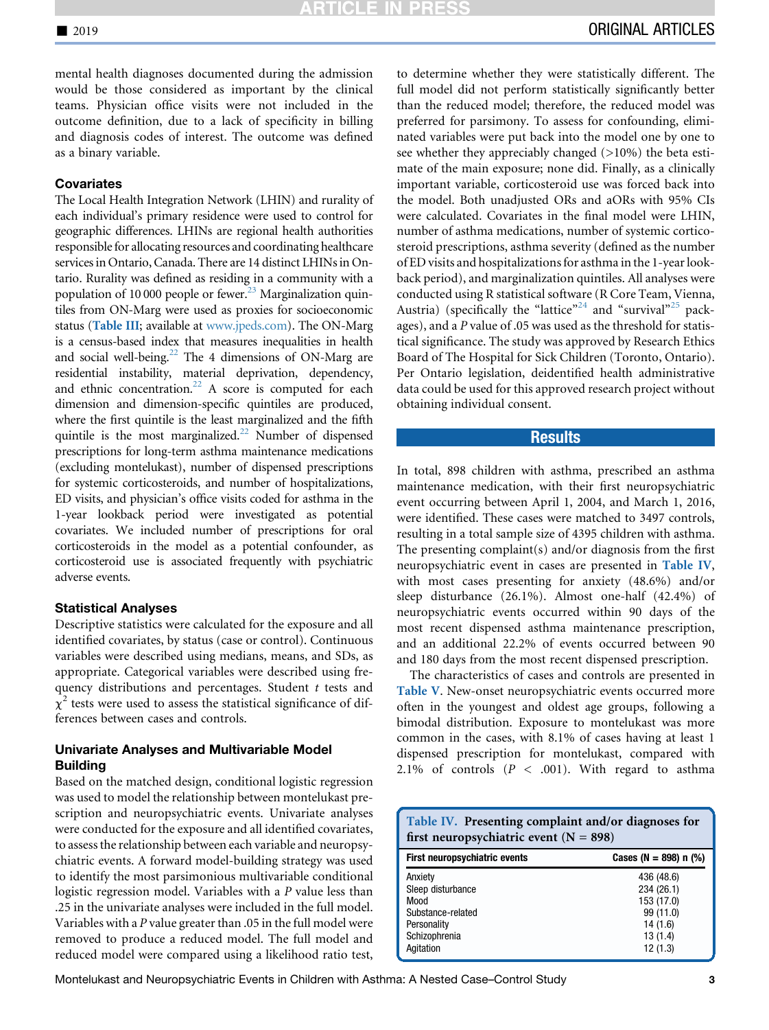mental health diagnoses documented during the admission would be those considered as important by the clinical teams. Physician office visits were not included in the outcome definition, due to a lack of specificity in billing and diagnosis codes of interest. The outcome was defined as a binary variable.

### Covariates

The Local Health Integration Network (LHIN) and rurality of each individual's primary residence were used to control for geographic differences. LHINs are regional health authorities responsible for allocating resources and coordinating healthcare services in Ontario, Canada. There are 14 distinct LHINs in Ontario. Rurality was defined as residing in a community with a population of 10 000 people or fewer.[23] Marginalization quintiles from ON-Marg were used as proxies for socioeconomic status (Table III; available at www.jpeds.com). The ON-Marg is a census-based index that measures inequalities in health and social well-being.[22] The 4 dimensions of ON-Marg are residential instability, material deprivation, dependency, and ethnic concentration.[22] A score is computed for each dimension and dimension-specific quintiles are produced, where the first quintile is the least marginalized and the fifth quintile is the most marginalized.[22] Number of dispensed prescriptions for long-term asthma maintenance medications (excluding montelukast), number of dispensed prescriptions for systemic corticosteroids, and number of hospitalizations, ED visits, and physician's office visits coded for asthma in the 1-year lookback period were investigated as potential covariates. We included number of prescriptions for oral corticosteroids in the model as a potential confounder, as corticosteroid use is associated frequently with psychiatric adverse events.

### Statistical Analyses

Descriptive statistics were calculated for the exposure and all identified covariates, by status (case or control). Continuous variables were described using medians, means, and SDs, as appropriate. Categorical variables were described using frequency distributions and percentages. Student *t* tests and $\chi^2$ tests were used to assess the statistical significance of differences between cases and controls.

### Univariate Analyses and Multivariable Model Building

Based on the matched design, conditional logistic regression was used to model the relationship between montelukast prescription and neuropsychiatric events. Univariate analyses were conducted for the exposure and all identified covariates, to assess the relationship between each variable and neuropsychiatric events. A forward model-building strategy was used to identify the most parsimonious multivariable conditional logistic regression model. Variables with a *P* value less than .25 in the univariate analyses were included in the full model. Variables with a *P* value greater than .05 in the full model were removed to produce a reduced model. The full model and reduced model were compared using a likelihood ratio test, to determine whether they were statistically different. The full model did not perform statistically significantly better than the reduced model; therefore, the reduced model was preferred for parsimony. To assess for confounding, eliminated variables were put back into the model one by one to see whether they appreciably changed (>10%) the beta estimate of the main exposure; none did. Finally, as a clinically important variable, corticosteroid use was forced back into the model. Both unadjusted ORs and aORs with 95% CIs were calculated. Covariates in the final model were LHIN, number of asthma medications, number of systemic corticosteroid prescriptions, asthma severity (defined as the number of ED visits and hospitalizations for asthma in the 1-year lookback period), and marginalization quintiles. All analyses were conducted using R statistical software (R Core Team, Vienna, Austria) (specifically the "lattice"[24] and "survival"[25] packages), and a *P* value of .05 was used as the threshold for statistical significance. The study was approved by Research Ethics Board of The Hospital for Sick Children (Toronto, Ontario). Per Ontario legislation, deidentified health administrative data could be used for this approved research project without obtaining individual consent.

## Results

In total, 898 children with asthma, prescribed an asthma maintenance medication, with their first neuropsychiatric event occurring between April 1, 2004, and March 1, 2016, were identified. These cases were matched to 3497 controls, resulting in a total sample size of 4395 children with asthma. The presenting complaint(s) and/or diagnosis from the first neuropsychiatric event in cases are presented in Table IV, with most cases presenting for anxiety (48.6%) and/or sleep disturbance (26.1%). Almost one-half (42.4%) of neuropsychiatric events occurred within 90 days of the most recent dispensed asthma maintenance prescription, and an additional 22.2% of events occurred between 90 and 180 days from the most recent dispensed prescription.

The characteristics of cases and controls are presented in Table V. New-onset neuropsychiatric events occurred more often in the youngest and oldest age groups, following a bimodal distribution. Exposure to montelukast was more common in the cases, with 8.1% of cases having at least 1 dispensed prescription for montelukast, compared with 2.1% of controls ($P < .001$). With regard to asthma

**Table IV. Presenting complaint and/or diagnoses for first neuropsychiatric event (N = 898)**

| First neuropsychiatric events | Cases (N = 898) n (%) |
|---|---|
| Anxiety | 436 (48.6) |
| Sleep disturbance | 234 (26.1) |
| Mood | 153 (17.0) |
| Substance-related | 99 (11.0) |
| Personality | 14 (1.6) |
| Schizophrenia | 13 (1.4) |
| Agitation | 12 (1.3) |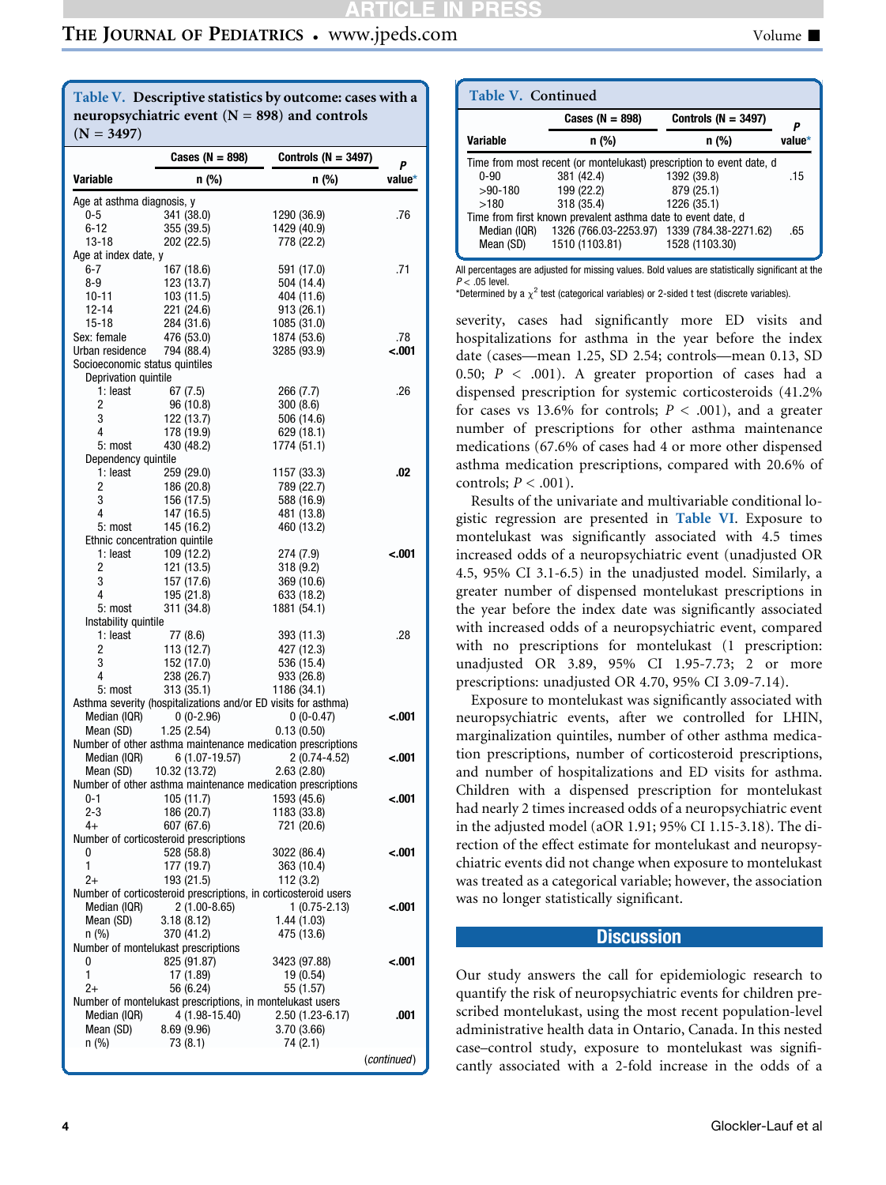**Table V. Descriptive statistics by outcome: cases with a neuropsychiatric event (N = 898) and controls (N = 3497)**

| Variable | Cases (N = 898) n (%) | Controls (N = 3497) n (%) | P value* |
|---|---|---|---|
| Age at asthma diagnosis, y | | | |
| 0-5 | 341 (38.0) | 1290 (36.9) | .76 |
| 6-12 | 355 (39.5) | 1429 (40.9) | |
| 13-18 | 202 (22.5) | 778 (22.2) | |
| Age at index date, y | | | |
| 6-7 | 167 (18.6) | 591 (17.0) | .71 |
| 8-9 | 123 (13.7) | 504 (14.4) | |
| 10-11 | 103 (11.5) | 404 (11.6) | |
| 12-14 | 221 (24.6) | 913 (26.1) | |
| 15-18 | 284 (31.6) | 1085 (31.0) | |
| Sex: female | 476 (53.0) | 1874 (53.6) | .78 |
| Urban residence | 794 (88.4) | 3285 (93.9) | **<.001** |
| Socioeconomic status quintiles | | | |
| Deprivation quintile | | | |
| 1: least | 67 (7.5) | 266 (7.7) | .26 |
| 2 | 96 (10.8) | 300 (8.6) | |
| 3 | 122 (13.7) | 506 (14.6) | |
| 4 | 178 (19.9) | 629 (18.1) | |
| 5: most | 430 (48.2) | 1774 (51.1) | |
| Dependency quintile | | | |
| 1: least | 259 (29.0) | 1157 (33.3) | **.02** |
| 2 | 186 (20.8) | 789 (22.7) | |
| 3 | 156 (17.5) | 588 (16.9) | |
| 4 | 147 (16.5) | 481 (13.8) | |
| 5: most | 145 (16.2) | 460 (13.2) | |
| Ethnic concentration quintile | | | |
| 1: least | 109 (12.2) | 274 (7.9) | **<.001** |
| 2 | 121 (13.5) | 318 (9.2) | |
| 3 | 157 (17.6) | 369 (10.6) | |
| 4 | 195 (21.8) | 633 (18.2) | |
| 5: most | 311 (34.8) | 1881 (54.1) | |
| Instability quintile | | | |
| 1: least | 77 (8.6) | 393 (11.3) | .28 |
| 2 | 113 (12.7) | 427 (12.3) | |
| 3 | 152 (17.0) | 536 (15.4) | |
| 4 | 238 (26.7) | 933 (26.8) | |
| 5: most | 313 (35.1) | 1186 (34.1) | |
| Asthma severity (hospitalizations and/or ED visits for asthma) | | | |
| Median (IQR) | 0 (0-2.96) | 0 (0-0.47) | **<.001** |
| Mean (SD) | 1.25 (2.54) | 0.13 (0.50) | |
| Number of other asthma maintenance medication prescriptions | | | |
| Median (IQR) | 6 (1.07-19.57) | 2 (0.74-4.52) | **<.001** |
| Mean (SD) | 10.32 (13.72) | 2.63 (2.80) | |
| Number of other asthma maintenance medication prescriptions | | | |
| 0-1 | 105 (11.7) | 1593 (45.6) | **<.001** |
| 2-3 | 186 (20.7) | 1183 (33.8) | |
| 4+ | 607 (67.6) | 721 (20.6) | |
| Number of corticosteroid prescriptions | | | |
| 0 | 528 (58.8) | 3022 (86.4) | **<.001** |
| 1 | 177 (19.7) | 363 (10.4) | |
| 2+ | 193 (21.5) | 112 (3.2) | |
| Number of corticosteroid prescriptions, in corticosteroid users | | | |
| Median (IQR) | 2 (1.00-8.65) | 1 (0.75-2.13) | **<.001** |
| Mean (SD) | 3.18 (8.12) | 1.44 (1.03) | |
| n (%) | 370 (41.2) | 475 (13.6) | |
| Number of montelukast prescriptions | | | |
| 0 | 825 (91.87) | 3423 (97.88) | **<.001** |
| 1 | 17 (1.89) | 19 (0.54) | |
| 2+ | 56 (6.24) | 55 (1.57) | |
| Number of montelukast prescriptions, in montelukast users | | | |
| Median (IQR) | 4 (1.98-15.40) | 2.50 (1.23-6.17) | **.001** |
| Mean (SD) | 8.69 (9.96) | 3.70 (3.66) | |
| n (%) | 73 (8.1) | 74 (2.1) | |
| Time from most recent (or montelukast) prescription to event date, d | | | |
| 0-90 | 381 (42.4) | 1392 (39.8) | .15 |
| >90-180 | 199 (22.2) | 879 (25.1) | |
| >180 | 318 (35.4) | 1226 (35.1) | |
| Time from first known prevalent asthma date to event date, d | | | |
| Median (IQR) | 1326 (766.03-2253.97) | 1339 (784.38-2271.62) | .65 |
| Mean (SD) | 1510 (1103.81) | 1528 (1103.30) | |

All percentages are adjusted for missing values. Bold values are statistically significant at the $P < .05$ level.

*Determined by a $\chi^2$ test (categorical variables) or 2-sided t test (discrete variables).

severity, cases had significantly more ED visits and hospitalizations for asthma in the year before the index date (cases—mean 1.25, SD 2.54; controls—mean 0.13, SD 0.50; $P < .001$). A greater proportion of cases had a dispensed prescription for systemic corticosteroids (41.2% for cases vs 13.6% for controls; $P < .001$), and a greater number of prescriptions for other asthma maintenance medications (67.6% of cases had 4 or more other dispensed asthma medication prescriptions, compared with 20.6% of controls; $P < .001$).

Results of the univariate and multivariable conditional logistic regression are presented in Table VI. Exposure to montelukast was significantly associated with 4.5 times increased odds of a neuropsychiatric event (unadjusted OR 4.5, 95% CI 3.1-6.5) in the unadjusted model. Similarly, a greater number of dispensed montelukast prescriptions in the year before the index date was significantly associated with increased odds of a neuropsychiatric event, compared with no prescriptions for montelukast (1 prescription: unadjusted OR 3.89, 95% CI 1.95-7.73; 2 or more prescriptions: unadjusted OR 4.70, 95% CI 3.09-7.14).

Exposure to montelukast was significantly associated with neuropsychiatric events, after we controlled for LHIN, marginalization quintiles, number of other asthma medication prescriptions, number of corticosteroid prescriptions, and number of hospitalizations and ED visits for asthma. Children with a dispensed prescription for montelukast had nearly 2 times increased odds of a neuropsychiatric event in the adjusted model (aOR 1.91; 95% CI 1.15-3.18). The direction of the effect estimate for montelukast and neuropsychiatric events did not change when exposure to montelukast was treated as a categorical variable; however, the association was no longer statistically significant.

## Discussion

Our study answers the call for epidemiologic research to quantify the risk of neuropsychiatric events for children prescribed montelukast, using the most recent population-level administrative health data in Ontario, Canada. In this nested case–control study, exposure to montelukast was significantly associated with a 2-fold increase in the odds of a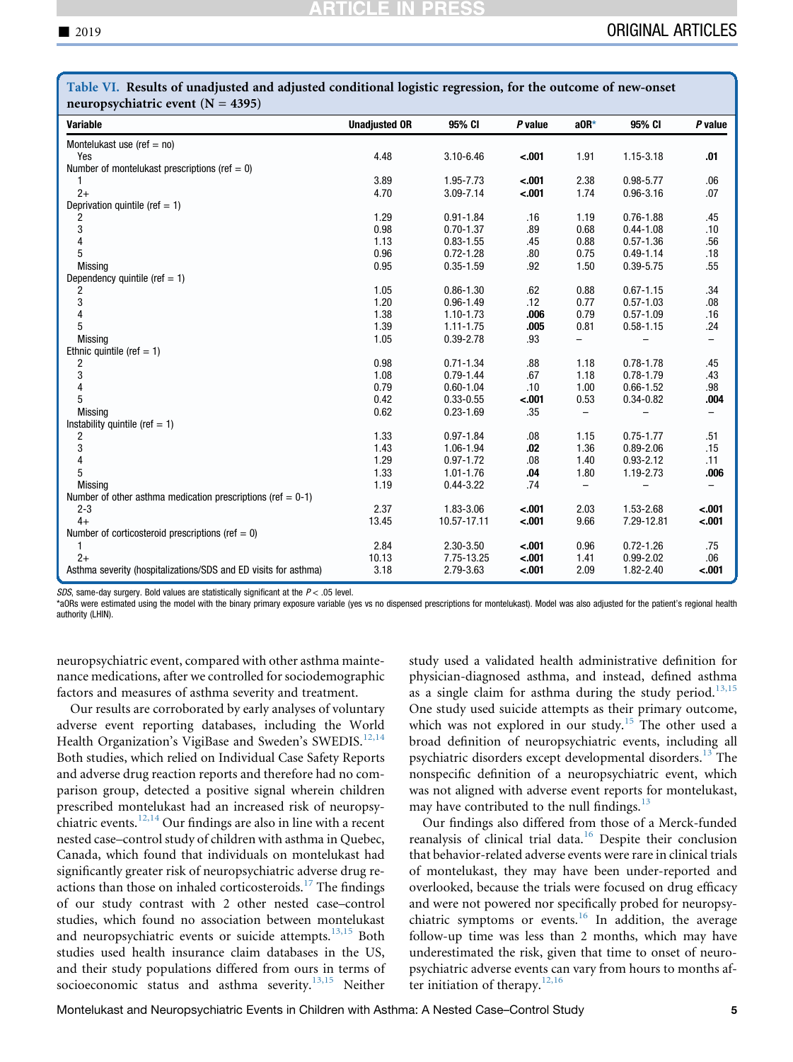**Table VI. Results of unadjusted and adjusted conditional logistic regression, for the outcome of new-onset neuropsychiatric event (N = 4395)**

| Variable | Unadjusted OR | 95% CI | *P* value | aOR* | 95% CI | *P* value |
|---|---|---|---|---|---|---|
| Montelukast use (ref = no) | | | | | | |
| Yes | 4.48 | 3.10-6.46 | **<.001** | 1.91 | 1.15-3.18 | **.01** |
| Number of montelukast prescriptions (ref = 0) | | | | | | |
| 1 | 3.89 | 1.95-7.73 | **<.001** | 2.38 | 0.98-5.77 | .06 |
| 2+ | 4.70 | 3.09-7.14 | **<.001** | 1.74 | 0.96-3.16 | .07 |
| Deprivation quintile (ref = 1) | | | | | | |
| 2 | 1.29 | 0.91-1.84 | .16 | 1.19 | 0.76-1.88 | .45 |
| 3 | 0.98 | 0.70-1.37 | .89 | 0.68 | 0.44-1.08 | .10 |
| 4 | 1.13 | 0.83-1.55 | .45 | 0.88 | 0.57-1.36 | .56 |
| 5 | 0.96 | 0.72-1.28 | .80 | 0.75 | 0.49-1.14 | .18 |
| Missing | 0.95 | 0.35-1.59 | .92 | 1.50 | 0.39-5.75 | .55 |
| Dependency quintile (ref = 1) | | | | | | |
| 2 | 1.05 | 0.86-1.30 | .62 | 0.88 | 0.67-1.15 | .34 |
| 3 | 1.20 | 0.96-1.49 | .12 | 0.77 | 0.57-1.03 | .08 |
| 4 | 1.38 | 1.10-1.73 | **.006** | 0.79 | 0.57-1.09 | .16 |
| 5 | 1.39 | 1.11-1.75 | **.005** | 0.81 | 0.58-1.15 | .24 |
| Missing | 1.05 | 0.39-2.78 | .93 | – | – | – |
| Ethnic quintile (ref = 1) | | | | | | |
| 2 | 0.98 | 0.71-1.34 | .88 | 1.18 | 0.78-1.78 | .45 |
| 3 | 1.08 | 0.79-1.44 | .67 | 1.18 | 0.78-1.79 | .43 |
| 4 | 0.79 | 0.60-1.04 | .10 | 1.00 | 0.66-1.52 | .98 |
| 5 | 0.42 | 0.33-0.55 | **<.001** | 0.53 | 0.34-0.82 | **.004** |
| Missing | 0.62 | 0.23-1.69 | .35 | – | – | – |
| Instability quintile (ref = 1) | | | | | | |
| 2 | 1.33 | 0.97-1.84 | .08 | 1.15 | 0.75-1.77 | .51 |
| 3 | 1.43 | 1.06-1.94 | **.02** | 1.36 | 0.89-2.06 | .15 |
| 4 | 1.29 | 0.97-1.72 | .08 | 1.40 | 0.93-2.12 | .11 |
| 5 | 1.33 | 1.01-1.76 | **.04** | 1.80 | 1.19-2.73 | **.006** |
| Missing | 1.19 | 0.44-3.22 | .74 | – | – | – |
| Number of other asthma medication prescriptions (ref = 0-1) | | | | | | |
| 2-3 | 2.37 | 1.83-3.06 | **<.001** | 2.03 | 1.53-2.68 | **<.001** |
| 4+ | 13.45 | 10.57-17.11 | **<.001** | 9.66 | 7.29-12.81 | **<.001** |
| Number of corticosteroid prescriptions (ref = 0) | | | | | | |
| 1 | 2.84 | 2.30-3.50 | **<.001** | 0.96 | 0.72-1.26 | .75 |
| 2+ | 10.13 | 7.75-13.25 | **<.001** | 1.41 | 0.99-2.02 | .06 |
| Asthma severity (hospitalizations/SDS and ED visits for asthma) | 3.18 | 2.79-3.63 | **<.001** | 2.09 | 1.82-2.40 | **<.001** |

*SDS*, same-day surgery. Bold values are statistically significant at the $P < .05$ level.

*aORs were estimated using the model with the binary primary exposure variable (yes vs no dispensed prescriptions for montelukast). Model was also adjusted for the patient's regional health authority (LHIN).

neuropsychiatric event, compared with other asthma maintenance medications, after we controlled for sociodemographic factors and measures of asthma severity and treatment.

Our results are corroborated by early analyses of voluntary adverse event reporting databases, including the World Health Organization's VigiBase and Sweden's SWEDIS.[12,14] Both studies, which relied on Individual Case Safety Reports and adverse drug reaction reports and therefore had no comparison group, detected a positive signal wherein children prescribed montelukast had an increased risk of neuropsychiatric events.[12,14] Our findings are also in line with a recent nested case–control study of children with asthma in Quebec, Canada, which found that individuals on montelukast had significantly greater risk of neuropsychiatric adverse drug reactions than those on inhaled corticosteroids.[17] The findings of our study contrast with 2 other nested case–control studies, which found no association between montelukast and neuropsychiatric events or suicide attempts.[13,15] Both studies used health insurance claim databases in the US, and their study populations differed from ours in terms of socioeconomic status and asthma severity.[13,15] Neither study used a validated health administrative definition for physician-diagnosed asthma, and instead, defined asthma as a single claim for asthma during the study period.[13,15] One study used suicide attempts as their primary outcome, which was not explored in our study.[15] The other used a broad definition of neuropsychiatric events, including all psychiatric disorders except developmental disorders.[13] The nonspecific definition of a neuropsychiatric event, which was not aligned with adverse event reports for montelukast, may have contributed to the null findings.[13]

Our findings also differed from those of a Merck-funded reanalysis of clinical trial data.[16] Despite their conclusion that behavior-related adverse events were rare in clinical trials of montelukast, they may have been under-reported and overlooked, because the trials were focused on drug efficacy and were not powered nor specifically probed for neuropsychiatric symptoms or events.[16] In addition, the average follow-up time was less than 2 months, which may have underestimated the risk, given that time to onset of neuropsychiatric adverse events can vary from hours to months after initiation of therapy.[12,16]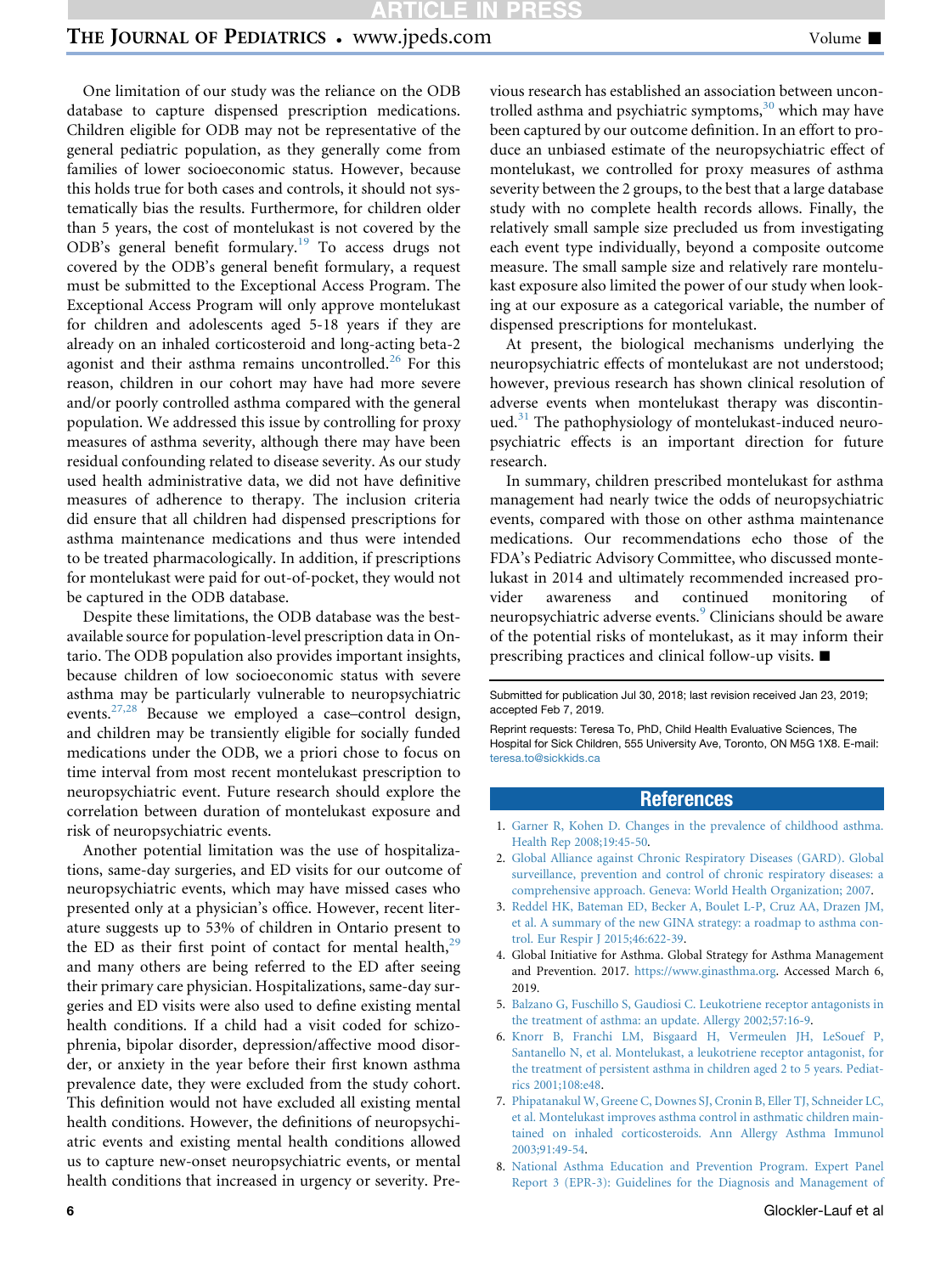One limitation of our study was the reliance on the ODB database to capture dispensed prescription medications. Children eligible for ODB may not be representative of the general pediatric population, as they generally come from families of lower socioeconomic status. However, because this holds true for both cases and controls, it should not systematically bias the results. Furthermore, for children older than 5 years, the cost of montelukast is not covered by the ODB's general benefit formulary.[19] To access drugs not covered by the ODB's general benefit formulary, a request must be submitted to the Exceptional Access Program. The Exceptional Access Program will only approve montelukast for children and adolescents aged 5-18 years if they are already on an inhaled corticosteroid and long-acting beta-2 agonist and their asthma remains uncontrolled.[26] For this reason, children in our cohort may have had more severe and/or poorly controlled asthma compared with the general population. We addressed this issue by controlling for proxy measures of asthma severity, although there may have been residual confounding related to disease severity. As our study used health administrative data, we did not have definitive measures of adherence to therapy. The inclusion criteria did ensure that all children had dispensed prescriptions for asthma maintenance medications and thus were intended to be treated pharmacologically. In addition, if prescriptions for montelukast were paid for out-of-pocket, they would not be captured in the ODB database.

Despite these limitations, the ODB database was the best-available source for population-level prescription data in Ontario. The ODB population also provides important insights, because children of low socioeconomic status with severe asthma may be particularly vulnerable to neuropsychiatric events.[27,28] Because we employed a case–control design, and children may be transiently eligible for socially funded medications under the ODB, we a priori chose to focus on time interval from most recent montelukast prescription to neuropsychiatric event. Future research should explore the correlation between duration of montelukast exposure and risk of neuropsychiatric events.

Another potential limitation was the use of hospitalizations, same-day surgeries, and ED visits for our outcome of neuropsychiatric events, which may have missed cases who presented only at a physician's office. However, recent literature suggests up to 53% of children in Ontario present to the ED as their first point of contact for mental health,[29] and many others are being referred to the ED after seeing their primary care physician. Hospitalizations, same-day surgeries and ED visits were also used to define existing mental health conditions. If a child had a visit coded for schizophrenia, bipolar disorder, depression/affective mood disorder, or anxiety in the year before their first known asthma prevalence date, they were excluded from the study cohort. This definition would not have excluded all existing mental health conditions. However, the definitions of neuropsychiatric events and existing mental health conditions allowed us to capture new-onset neuropsychiatric events, or mental health conditions that increased in urgency or severity. Previous research has established an association between uncontrolled asthma and psychiatric symptoms,[30] which may have been captured by our outcome definition. In an effort to produce an unbiased estimate of the neuropsychiatric effect of montelukast, we controlled for proxy measures of asthma severity between the 2 groups, to the best that a large database study with no complete health records allows. Finally, the relatively small sample size precluded us from investigating each event type individually, beyond a composite outcome measure. The small sample size and relatively rare montelukast exposure also limited the power of our study when looking at our exposure as a categorical variable, the number of dispensed prescriptions for montelukast.

At present, the biological mechanisms underlying the neuropsychiatric effects of montelukast are not understood; however, previous research has shown clinical resolution of adverse events when montelukast therapy was discontinued.[31] The pathophysiology of montelukast-induced neuropsychiatric effects is an important direction for future research.

In summary, children prescribed montelukast for asthma management had nearly twice the odds of neuropsychiatric events, compared with those on other asthma maintenance medications. Our recommendations echo those of the FDA's Pediatric Advisory Committee, who discussed montelukast in 2014 and ultimately recommended increased provider awareness and continued monitoring of neuropsychiatric adverse events.[9] Clinicians should be aware of the potential risks of montelukast, as it may inform their prescribing practices and clinical follow-up visits. ■

Submitted for publication Jul 30, 2018; last revision received Jan 23, 2019; accepted Feb 7, 2019.

Reprint requests: Teresa To, PhD, Child Health Evaluative Sciences, The Hospital for Sick Children, 555 University Ave, Toronto, ON M5G 1X8. E-mail: teresa.to@sickkids.ca

## References

1. Garner R, Kohen D. Changes in the prevalence of childhood asthma. Health Rep 2008;19:45-50.
2. Global Alliance against Chronic Respiratory Diseases (GARD). Global surveillance, prevention and control of chronic respiratory diseases: a comprehensive approach. Geneva: World Health Organization; 2007.
3. Reddel HK, Bateman ED, Becker A, Boulet L-P, Cruz AA, Drazen JM, et al. A summary of the new GINA strategy: a roadmap to asthma control. Eur Respir J 2015;46:622-39.
4. Global Initiative for Asthma. Global Strategy for Asthma Management and Prevention. 2017. https://www.ginasthma.org. Accessed March 6, 2019.
5. Balzano G, Fuschillo S, Gaudiosi C. Leukotriene receptor antagonists in the treatment of asthma: an update. Allergy 2002;57:16-9.
6. Knorr B, Franchi LM, Bisgaard H, Vermeulen JH, LeSouef P, Santanello N, et al. Montelukast, a leukotriene receptor antagonist, for the treatment of persistent asthma in children aged 2 to 5 years. Pediatrics 2001;108:e48.
7. Phipatanakul W, Greene C, Downes SJ, Cronin B, Eller TJ, Schneider LC, et al. Montelukast improves asthma control in asthmatic children maintained on inhaled corticosteroids. Ann Allergy Asthma Immunol 2003;91:49-54.
8. National Asthma Education and Prevention Program. Expert Panel Report 3 (EPR-3): Guidelines for the Diagnosis and Management of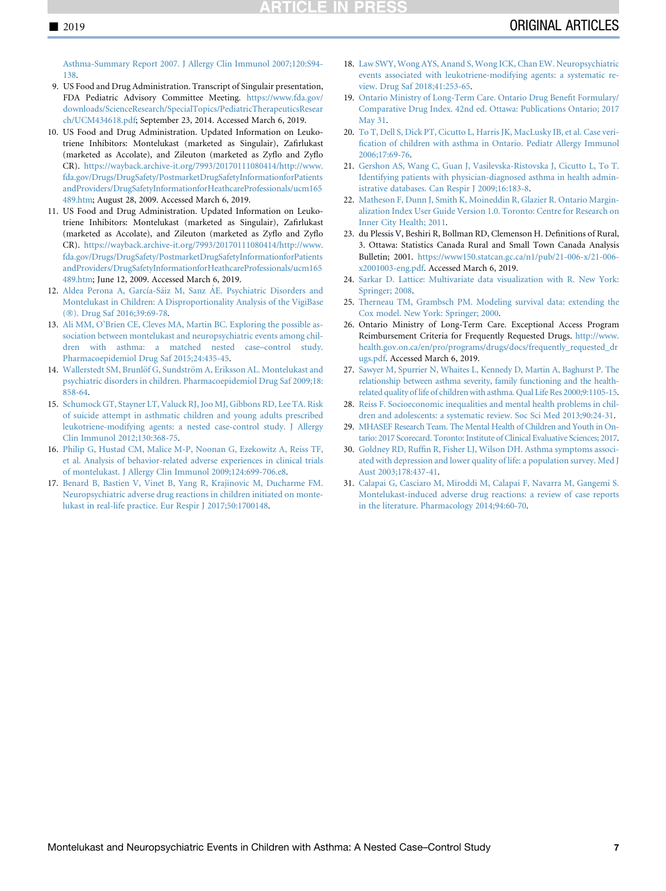Asthma-Summary Report 2007. J Allergy Clin Immunol 2007;120:S94-138.

9. US Food and Drug Administration. Transcript of Singulair presentation, FDA Pediatric Advisory Committee Meeting. https://www.fda.gov/downloads/ScienceResearch/SpecialTopics/PediatricTherapeuticsResearch/UCM434618.pdf; September 23, 2014. Accessed March 6, 2019.
10. US Food and Drug Administration. Updated Information on Leukotriene Inhibitors: Montelukast (marketed as Singulair), Zafirlukast (marketed as Accolate), and Zileuton (marketed as Zyflo and Zyflo CR). https://wayback.archive-it.org/7993/20170111080414/http://www.fda.gov/Drugs/DrugSafety/PostmarketDrugSafetyInformationforPatientsandProviders/DrugSafetyInformationforHeathcareProfessionals/ucm165489.htm; August 28, 2009. Accessed March 6, 2019.
11. US Food and Drug Administration. Updated Information on Leukotriene Inhibitors: Montelukast (marketed as Singulair), Zafirlukast (marketed as Accolate), and Zileuton (marketed as Zyflo and Zyflo CR). https://wayback.archive-it.org/7993/20170111080414/http://www.fda.gov/Drugs/DrugSafety/PostmarketDrugSafetyInformationforPatientsandProviders/DrugSafetyInformationforHeathcareProfessionals/ucm165489.htm; June 12, 2009. Accessed March 6, 2019.
12. Aldea Perona A, García-Sáiz M, Sanz ÁE. Psychiatric Disorders and Montelukast in Children: A Disproportionality Analysis of the VigiBase (®). Drug Saf 2016;39:69-78.
13. Ali MM, O'Brien CE, Cleves MA, Martin BC. Exploring the possible association between montelukast and neuropsychiatric events among children with asthma: a matched nested case–control study. Pharmacoepidemiol Drug Saf 2015;24:435-45.
14. Wallerstedt SM, Brunlöf G, Sundström A, Eriksson AL. Montelukast and psychiatric disorders in children. Pharmacoepidemiol Drug Saf 2009;18:858-64.
15. Schumock GT, Stayner LT, Valuck RJ, Joo MJ, Gibbons RD, Lee TA. Risk of suicide attempt in asthmatic children and young adults prescribed leukotriene-modifying agents: a nested case-control study. J Allergy Clin Immunol 2012;130:368-75.
16. Philip G, Hustad CM, Malice M-P, Noonan G, Ezekowitz A, Reiss TF, et al. Analysis of behavior-related adverse experiences in clinical trials of montelukast. J Allergy Clin Immunol 2009;124:699-706.e8.
17. Benard B, Bastien V, Vinet B, Yang R, Krajinovic M, Ducharme FM. Neuropsychiatric adverse drug reactions in children initiated on montelukast in real-life practice. Eur Respir J 2017;50:1700148.
18. Law SWY, Wong AYS, Anand S, Wong ICK, Chan EW. Neuropsychiatric events associated with leukotriene-modifying agents: a systematic review. Drug Saf 2018;41:253-65.
19. Ontario Ministry of Long-Term Care. Ontario Drug Benefit Formulary/Comparative Drug Index. 42nd ed. Ottawa: Publications Ontario; 2017 May 31.
20. To T, Dell S, Dick PT, Cicutto L, Harris JK, MacLusky IB, et al. Case verification of children with asthma in Ontario. Pediatr Allergy Immunol 2006;17:69-76.
21. Gershon AS, Wang C, Guan J, Vasilevska-Ristovska J, Cicutto L, To T. Identifying patients with physician-diagnosed asthma in health administrative databases. Can Respir J 2009;16:183-8.
22. Matheson F, Dunn J, Smith K, Moineddin R, Glazier R. Ontario Marginalization Index User Guide Version 1.0. Toronto: Centre for Research on Inner City Health; 2011.
23. du Plessis V, Beshiri R, Bollman RD, Clemenson H. Definitions of Rural, 3. Ottawa: Statistics Canada Rural and Small Town Canada Analysis Bulletin; 2001. https://www150.statcan.gc.ca/n1/pub/21-006-x/21-006-x2001003-eng.pdf. Accessed March 6, 2019.
24. Sarkar D. Lattice: Multivariate data visualization with R. New York: Springer; 2008.
25. Therneau TM, Grambsch PM. Modeling survival data: extending the Cox model. New York: Springer; 2000.
26. Ontario Ministry of Long-Term Care. Exceptional Access Program Reimbursement Criteria for Frequently Requested Drugs. http://www.health.gov.on.ca/en/pro/programs/drugs/docs/frequently_requested_drugs.pdf. Accessed March 6, 2019.
27. Sawyer M, Spurrier N, Whaites L, Kennedy D, Martin A, Baghurst P. The relationship between asthma severity, family functioning and the health-related quality of life of children with asthma. Qual Life Res 2000;9:1105-15.
28. Reiss F. Socioeconomic inequalities and mental health problems in children and adolescents: a systematic review. Soc Sci Med 2013;90:24-31.
29. MHASEF Research Team. The Mental Health of Children and Youth in Ontario: 2017 Scorecard. Toronto: Institute of Clinical Evaluative Sciences; 2017.
30. Goldney RD, Ruffin R, Fisher LJ, Wilson DH. Asthma symptoms associated with depression and lower quality of life: a population survey. Med J Aust 2003;178:437-41.
31. Calapai G, Casciaro M, Miroddi M, Calapai F, Navarra M, Gangemi S. Montelukast-induced adverse drug reactions: a review of case reports in the literature. Pharmacology 2014;94:60-70.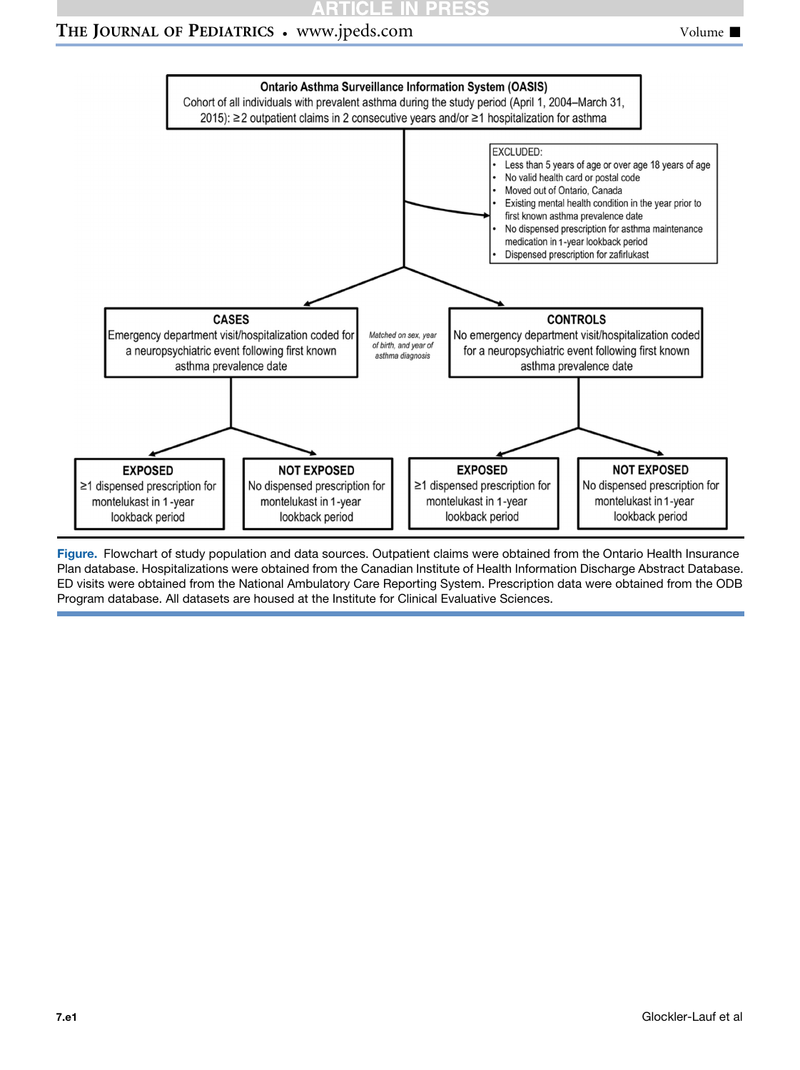**Ontario Asthma Surveillance Information System (OASIS)**
Cohort of all individuals with prevalent asthma during the study period (April 1, 2004–March 31, 2015): ≥2 outpatient claims in 2 consecutive years and/or ≥1 hospitalization for asthma

EXCLUDED:

- Less than 5 years of age or over age 18 years of age
- No valid health card or postal code
- Moved out of Ontario, Canada
- Existing mental health condition in the year prior to first known asthma prevalence date
- No dispensed prescription for asthma maintenance medication in 1-year lookback period
- Dispensed prescription for zafirlukast

**CASES**
Emergency department visit/hospitalization coded for a neuropsychiatric event following first known asthma prevalence date

*Matched on sex, year of birth, and year of asthma diagnosis*

**CONTROLS**
No emergency department visit/hospitalization coded for a neuropsychiatric event following first known asthma prevalence date

**EXPOSED**
≥1 dispensed prescription for montelukast in 1-year lookback period

**NOT EXPOSED**
No dispensed prescription for montelukast in 1-year lookback period

**EXPOSED**
≥1 dispensed prescription for montelukast in 1-year lookback period

**NOT EXPOSED**
No dispensed prescription for montelukast in 1-year lookback period

**Figure.** Flowchart of study population and data sources. Outpatient claims were obtained from the Ontario Health Insurance Plan database. Hospitalizations were obtained from the Canadian Institute of Health Information Discharge Abstract Database. ED visits were obtained from the National Ambulatory Care Reporting System. Prescription data were obtained from the ODB Program database. All datasets are housed at the Institute for Clinical Evaluative Sciences.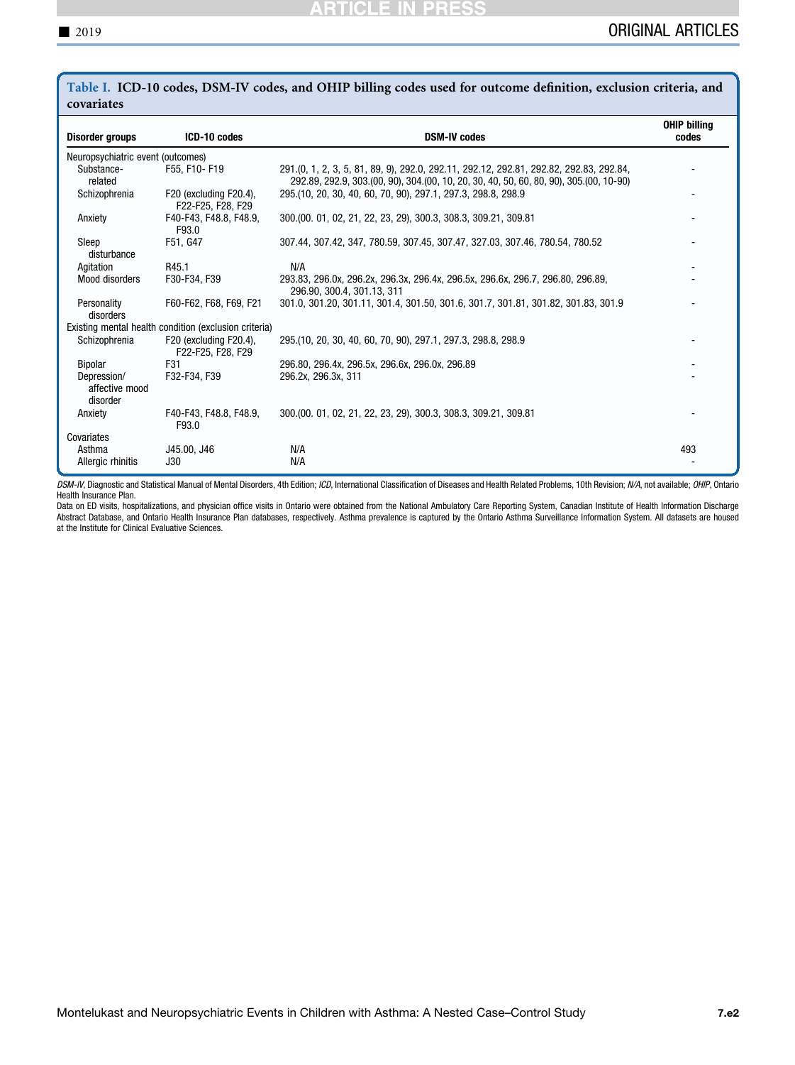**Table I. ICD-10 codes, DSM-IV codes, and OHIP billing codes used for outcome definition, exclusion criteria, and covariates**

| Disorder groups | ICD-10 codes | DSM-IV codes | OHIP billing codes |
|---|---|---|---|
| Neuropsychiatric event (outcomes) | | | |
| Substance-related | F55, F10- F19 | 291.(0, 1, 2, 3, 5, 81, 89, 9), 292.0, 292.11, 292.12, 292.81, 292.82, 292.83, 292.84, 292.89, 292.9, 303.(00, 90), 304.(00, 10, 20, 30, 40, 50, 60, 80, 90), 305.(00, 10-90) | - |
| Schizophrenia | F20 (excluding F20.4), F22-F25, F28, F29 | 295.(10, 20, 30, 40, 60, 70, 90), 297.1, 297.3, 298.8, 298.9 | - |
| Anxiety | F40-F43, F48.8, F48.9, F93.0 | 300.(00. 01, 02, 21, 22, 23, 29), 300.3, 308.3, 309.21, 309.81 | - |
| Sleep disturbance | F51, G47 | 307.44, 307.42, 347, 780.59, 307.45, 307.47, 327.03, 307.46, 780.54, 780.52 | - |
| Agitation | R45.1 | N/A | - |
| Mood disorders | F30-F34, F39 | 293.83, 296.0x, 296.2x, 296.3x, 296.4x, 296.5x, 296.6x, 296.7, 296.80, 296.89, 296.90, 300.4, 301.13, 311 | - |
| Personality disorders | F60-F62, F68, F69, F21 | 301.0, 301.20, 301.11, 301.4, 301.50, 301.6, 301.7, 301.81, 301.82, 301.83, 301.9 | - |
| Existing mental health condition (exclusion criteria) | | | |
| Schizophrenia | F20 (excluding F20.4), F22-F25, F28, F29 | 295.(10, 20, 30, 40, 60, 70, 90), 297.1, 297.3, 298.8, 298.9 | - |
| Bipolar | F31 | 296.80, 296.4x, 296.5x, 296.6x, 296.0x, 296.89 | - |
| Depression/affective mood disorder | F32-F34, F39 | 296.2x, 296.3x, 311 | - |
| Anxiety | F40-F43, F48.8, F48.9, F93.0 | 300.(00. 01, 02, 21, 22, 23, 29), 300.3, 308.3, 309.21, 309.81 | - |
| Covariates | | | |
| Asthma | J45.00, J46 | N/A | 493 |
| Allergic rhinitis | J30 | N/A | - |

*DSM-IV*, Diagnostic and Statistical Manual of Mental Disorders, 4th Edition; *ICD*, International Classification of Diseases and Health Related Problems, 10th Revision; *N/A*, not available; *OHIP*, Ontario Health Insurance Plan.

Data on ED visits, hospitalizations, and physician office visits in Ontario were obtained from the National Ambulatory Care Reporting System, Canadian Institute of Health Information Discharge Abstract Database, and Ontario Health Insurance Plan databases, respectively. Asthma prevalence is captured by the Ontario Asthma Surveillance Information System. All datasets are housed at the Institute for Clinical Evaluative Sciences.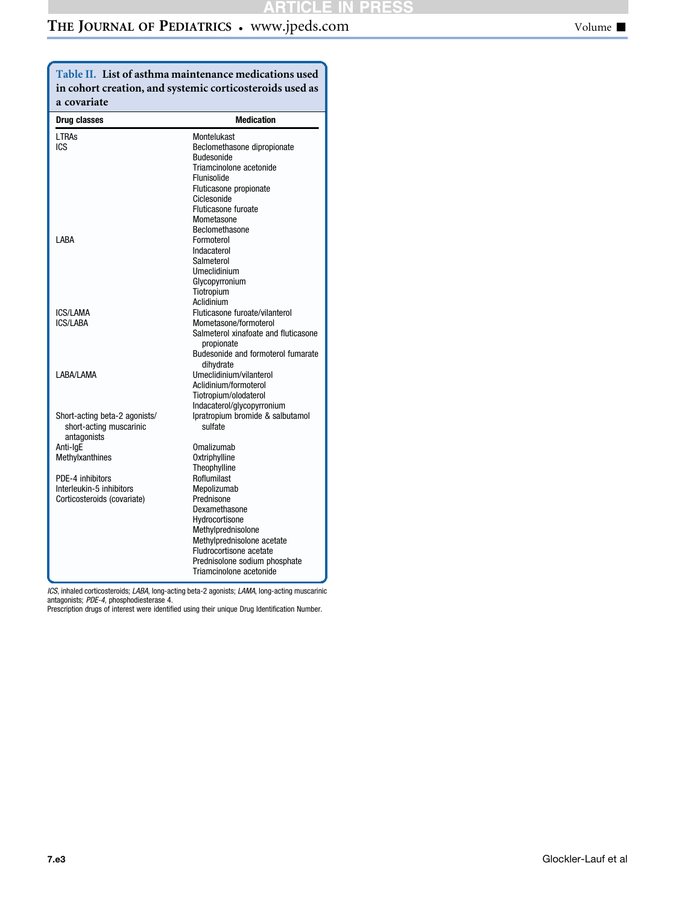**Table II. List of asthma maintenance medications used in cohort creation, and systemic corticosteroids used as a covariate**

| Drug classes | Medication |
|---|---|
| LTRAs | Montelukast |
| ICS | Beclomethasone dipropionate |
| | Budesonide |
| | Triamcinolone acetonide |
| | Flunisolide |
| | Fluticasone propionate |
| | Ciclesonide |
| | Fluticasone furoate |
| | Mometasone |
| | Beclomethasone |
| LABA | Formoterol |
| | Indacaterol |
| | Salmeterol |
| | Umeclidinium |
| | Glycopyrronium |
| | Tiotropium |
| | Aclidinium |
| ICS/LAMA | Fluticasone furoate/vilanterol |
| ICS/LABA | Mometasone/formoterol |
| | Salmeterol xinafoate and fluticasone propionate |
| | Budesonide and formoterol fumarate dihydrate |
| LABA/LAMA | Umeclidinium/vilanterol |
| | Aclidinium/formoterol |
| | Tiotropium/olodaterol |
| | Indacaterol/glycopyrronium |
| Short-acting beta-2 agonists/ short-acting muscarinic antagonists | Ipratropium bromide & salbutamol sulfate |
| Anti-IgE | Omalizumab |
| Methylxanthines | Oxtriphylline |
| | Theophylline |
| PDE-4 inhibitors | Roflumilast |
| Interleukin-5 inhibitors | Mepolizumab |
| Corticosteroids (covariate) | Prednisone |
| | Dexamethasone |
| | Hydrocortisone |
| | Methylprednisolone |
| | Methylprednisolone acetate |
| | Fludrocortisone acetate |
| | Prednisolone sodium phosphate |
| | Triamcinolone acetonide |

*ICS*, inhaled corticosteroids; *LABA*, long-acting beta-2 agonists; *LAMA*, long-acting muscarinic antagonists; *PDE-4*, phosphodiesterase 4.
Prescription drugs of interest were identified using their unique Drug Identification Number.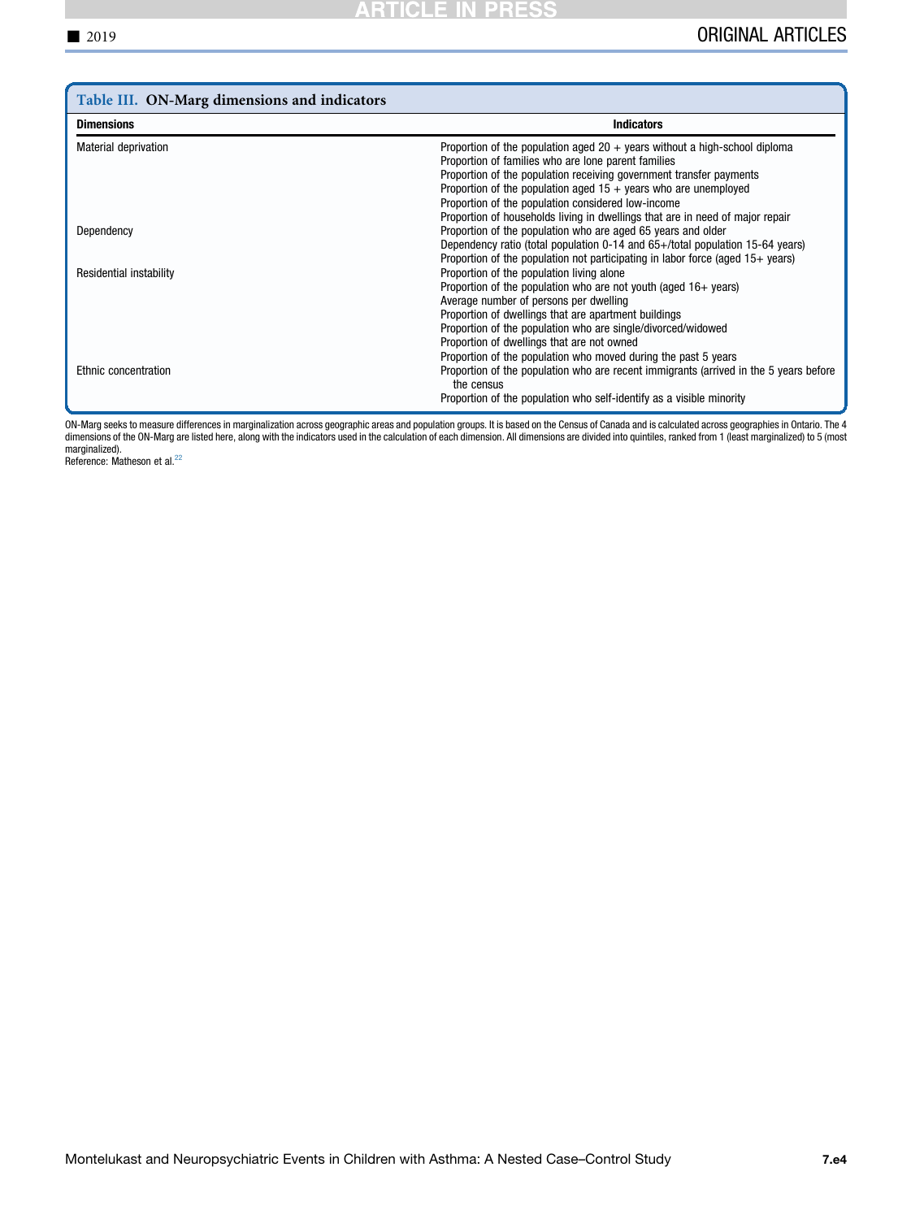**Table III. ON-Marg dimensions and indicators**

| Dimensions | Indicators |
|---|---|
| Material deprivation | Proportion of the population aged 20 + years without a high-school diploma |
| | Proportion of families who are lone parent families |
| | Proportion of the population receiving government transfer payments |
| | Proportion of the population aged 15 + years who are unemployed |
| | Proportion of the population considered low-income |
| | Proportion of households living in dwellings that are in need of major repair |
| Dependency | Proportion of the population who are aged 65 years and older |
| | Dependency ratio (total population 0-14 and 65+/total population 15-64 years) |
| | Proportion of the population not participating in labor force (aged 15+ years) |
| Residential instability | Proportion of the population living alone |
| | Proportion of the population who are not youth (aged 16+ years) |
| | Average number of persons per dwelling |
| | Proportion of dwellings that are apartment buildings |
| | Proportion of the population who are single/divorced/widowed |
| | Proportion of dwellings that are not owned |
| | Proportion of the population who moved during the past 5 years |
| Ethnic concentration | Proportion of the population who are recent immigrants (arrived in the 5 years before the census |
| | Proportion of the population who self-identify as a visible minority |

ON-Marg seeks to measure differences in marginalization across geographic areas and population groups. It is based on the Census of Canada and is calculated across geographies in Ontario. The 4 dimensions of the ON-Marg are listed here, along with the indicators used in the calculation of each dimension. All dimensions are divided into quintiles, ranked from 1 (least marginalized) to 5 (most marginalized).
Reference: Matheson et al.[22]